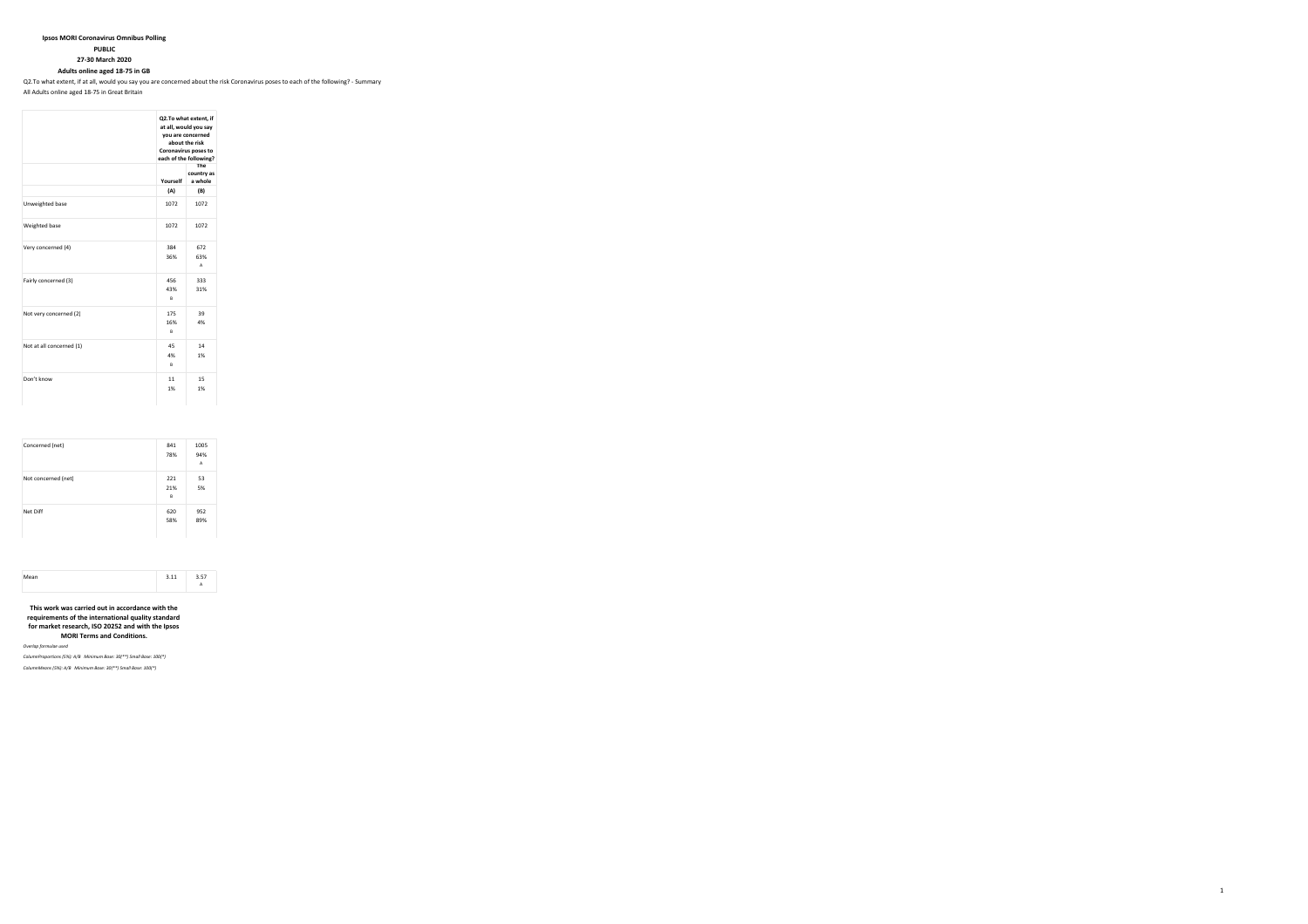**Ipsos MORI Coronavirus Omnibus Polling**

**PUBLIC**

**27-30 March 2020**

**Adults online aged 18-75 in GB**

Q2.To what extent, if at all, would you say you are concerned about the risk Coronavirus poses to each of the following? - Summary

All Adults online aged 18-75 in Great Britain

| | Q2.To what extent, if at all, would you say you are concerned about the risk Coronavirus poses to each of the following? | |
|---|---|---|
| | Yourself | The country as a whole |
| | (A) | (B) |
| Unweighted base | 1072 | 1072 |
| Weighted base | 1072 | 1072 |
| Very concerned (4) | 384<br>36% | 672<br>63%<br>A |
| Fairly concerned (3) | 456<br>43%<br>B | 333<br>31% |
| Not very concerned (2) | 175<br>16%<br>B | 39<br>4% |
| Not at all concerned (1) | 45<br>4%<br>B | 14<br>1% |
| Don't know | 11<br>1% | 15<br>1% |
| Concerned (net) | 841<br>78% | 1005<br>94%<br>A |
| Not concerned (net) | 221<br>21%<br>B | 53<br>5% |
| Net Diff | 620<br>58% | 952<br>89% |
| Mean | 3.11 | 3.57<br>A |

**This work was carried out in accordance with the requirements of the international quality standard for market research, ISO 20252 and with the Ipsos MORI Terms and Conditions.**

*Overlap formulae used*

*ColumnProportions (5%): A/B Minimum Base: 30(**) Small Base: 100(*)*

*ColumnMeans (5%): A/B Minimum Base: 30(**) Small Base: 100(*)*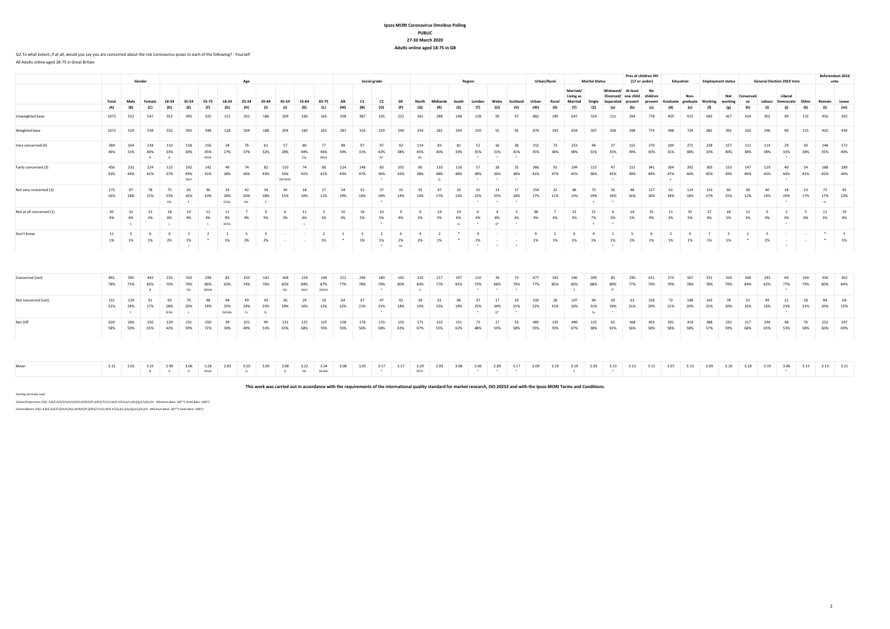**Ipsos MORI Coronavirus Omnibus Polling**

**PUBLIC**

**27-30 March 2020**

**Adults online aged 18-75 in GB**

Q2.To what extent, if at all, would you say you are concerned about the risk Coronavirus poses to each of the following? - Yourself

All Adults online aged 18-75 in Great Britain

| | | Gender | | Age | | | | | | | | | Social grade | | | | Region | | | | | | Urban/Rural | | Marital Status | | | Pres of children HH (17 or under) | | Education | | Employment status | | General Election 2019 Vote | | | | Referendum 2016 vote | |
|---|---|---|---|---|---|---|---|---|---|---|---|---|---|---|---|---|---|---|---|---|---|---|---|---|---|---|---|---|---|---|---|---|---|---|---|---|---|---|---|
| | Total | Male | Female | 18-34 | 35-54 | 55-75 | 18-24 | 25-34 | 35-44 | 45-54 | 55-64 | 65-75 | AB | C1 | C2 | DE | North | Midlands | South | London | Wales | Scotland | Urban | Rural | Married/ Living as Married | Single | Widowed/ Divorced/ Separated | At least one child present | No children present | Graduate | Non-graduate | Working | Not working | Conservative | Labour | Liberal Democrats | Other | Remain | Leave |
| | (A) | (B) | (C) | (D) | (E) | (F) | (G) | (H) | (I) | (J) | (K) | (L) | (M) | (N) | (O) | (P) | (Q) | (R) | (S) | (T) | (U) | (V) | (W) | (X) | (Y) | (Z) | (a) | (b) | (c) | (d) | (e) | (f) | (g) | (h) | (i) | (j) | (k) | (l) | (m) |
| Unweighted base | 1072 | 521 | 547 | 352 | 395 | 325 | 151 | 201 | 186 | 209 | 160 | 165 | 358 | 387 | 105 | 222 | 261 | 288 | 248 | 128 | 50 | 97 | 882 | 190 | 647 | 314 | 111 | 294 | 778 | 459 | 613 | 645 | 427 | 314 | 302 | 99 | 131 | 456 | 392 |
| Weighted base | 1072 | 529 | 539 | 332 | 392 | 348 | 128 | 204 | 188 | 204 | 183 | 165 | 287 | 316 | 229 | 240 | 254 | 281 | 244 | 150 | 51 | 92 | 879 | 193 | 659 | 307 | 106 | 298 | 774 | 348 | 724 | 681 | 391 | 320 | 296 | 90 | 131 | 420 | 430 |
| Very concerned (4) | 384 | 164 | 218 | 110 | 118 | 156 | 34 | 76 | 61 | 57 | 80 | 77 | 98 | 97 | 97 | 92 | 114 | 83 | 81 | 52 | 16 | 38 | 312 | 73 | 253 | 94 | 37 | 115 | 270 | 109 | 275 | 228 | 157 | 121 | 114 | 29 | 50 | 148 | 172 |
| | 36% | 31% | 40% | 33% | 30% | 45% | 27% | 37% | 32% | 28% | 44% | 46% | 34% | 31% | 42% | 38% | 45% | 30% | 33% | 35% | 31% | 41% | 35% | 38% | 38% | 31% | 35% | 39% | 35% | 31% | 38% | 33% | 40% | 38% | 38% | 33% | 38% | 35% | 40% |
| | | | B | G | | DEGIJ | | | | | EGIJ | DEGIJ | | | N* | | RS | | | * | * | * | | | | | * | | | | | | | | | * | | | |
| Fairly concerned (3) | 456 | 231 | 224 | 123 | 192 | 142 | 49 | 74 | 82 | 110 | 74 | 68 | 124 | 148 | 83 | 101 | 96 | 133 | 116 | 57 | 18 | 35 | 366 | 91 | 294 | 115 | 47 | 115 | 341 | 164 | 292 | 303 | 153 | 147 | 129 | 40 | 54 | 188 | 189 |
| | 43% | 44% | 41% | 37% | 49% | 41% | 38% | 36% | 43% | 54% | 41% | 41% | 43% | 47% | 36% | 42% | 38% | 48% | 48% | 38% | 36% | 38% | 42% | 47% | 45% | 38% | 45% | 39% | 44% | 47% | 40% | 45% | 39% | 46% | 43% | 44% | 41% | 45% | 44% |
| | | | | | DGH | | | | | DEFGHKL | | | | | * | | | Q | | * | * | * | | | | | * | | | e | | | | | | * | | | |
| Not very concerned (2) | 175 | 97 | 78 | 75 | 65 | 36 | 33 | 42 | 34 | 30 | 18 | 17 | 54 | 52 | 37 | 33 | 35 | 47 | 32 | 31 | 13 | 17 | 154 | 22 | 86 | 73 | 16 | 48 | 127 | 62 | 114 | 116 | 60 | 40 | 40 | 18 | 23 | 73 | 45 |
| | 16% | 18% | 15% | 23% | 16% | 10% | 26% | 20% | 18% | 15% | 10% | 11% | 19% | 16% | 16% | 14% | 14% | 17% | 13% | 21% | 25% | 18% | 17% | 11% | 13% | 24% | 16% | 16% | 16% | 18% | 16% | 17% | 15% | 12% | 14% | 20% | 17% | 17% | 10% |
| | | | | FKL | F | | EFJKL | FKL | F | | | | | | * | | | | | * | * | * | | | | Y | * | | | | | | | | | * | | m | |
| Not at all concerned (1) | 45 | 32 | 13 | 18 | 14 | 12 | 11 | 7 | 9 | 6 | 11 | 2 | 10 | 16 | 10 | 9 | 4 | 14 | 14 | 6 | 4 | 3 | 38 | 7 | 21 | 21 | 4 | 14 | 31 | 11 | 35 | 27 | 18 | 11 | 9 | 3 | 5 | 11 | 19 |
| | 4% | 6% | 2% | 6% | 4% | 4% | 9% | 4% | 5% | 3% | 6% | 1% | 4% | 5% | 5% | 4% | 2% | 5% | 6% | 4% | 8% | 3% | 4% | 4% | 3% | 7% | 3% | 5% | 4% | 3% | 5% | 4% | 5% | 3% | 3% | 3% | 4% | 3% | 4% |
| | | C | | L | | L | DEFJL | | | | L | | | | * | | | | Q | * | Q* | * | | | | Y | * | | | | | | | | | * | | | |
| Don't know | 11 | 5 | 6 | 6 | 3 | 2 | 1 | 5 | 3 | - | - | 2 | 1 | 3 | 2 | 6 | 4 | 2 | * | 4 | - | - | 9 | 1 | 6 | 4 | 1 | 5 | 6 | 2 | 9 | 7 | 3 | 1 | 5 | - | - | * | 5 |
| | 1% | 1% | 1% | 2% | 1% | * | 1% | 2% | 2% | - | - | 1% | * | 1% | 1% | 2% | 2% | 1% | * | 2% | - | - | 1% | 1% | 1% | 1% | 1% | 2% | 1% | 1% | 1% | 1% | 1% | * | 2% | - | - | * | 1% |
| | | | | | J | | | | | | | | | | * | M | | | | * | * | * | | | | | * | | | | | | | | | * | | | |
| Concerned (net) | 841 | 395 | 442 | 233 | 310 | 298 | 83 | 150 | 142 | 168 | 154 | 144 | 222 | 246 | 180 | 192 | 210 | 217 | 197 | 110 | 34 | 73 | 677 | 163 | 546 | 209 | 85 | 230 | 611 | 273 | 567 | 531 | 310 | 268 | 243 | 69 | 104 | 336 | 362 |
| | 78% | 75% | 82% | 70% | 79% | 86% | 65% | 74% | 76% | 82% | 84% | 87% | 77% | 78% | 79% | 80% | 83% | 77% | 81% | 73% | 66% | 79% | 77% | 85% | 83% | 68% | 80% | 77% | 79% | 79% | 78% | 78% | 79% | 84% | 82% | 77% | 79% | 80% | 84% |
| | | | B | | DG | DEGHI | | | | DG | DGH | DEGHI | | | * | | U | | | * | * | * | | | Z | | Z* | | | | | | | | | * | | | |
| Not concerned (net) | 221 | 129 | 91 | 93 | 79 | 48 | 44 | 49 | 43 | 36 | 29 | 19 | 64 | 67 | 47 | 42 | 39 | 61 | 46 | 37 | 17 | 19 | 192 | 28 | 107 | 94 | 20 | 63 | 158 | 72 | 148 | 143 | 78 | 51 | 49 | 21 | 28 | 84 | 64 |
| | 21% | 24% | 17% | 28% | 20% | 14% | 35% | 24% | 23% | 18% | 16% | 12% | 22% | 21% | 21% | 18% | 15% | 22% | 19% | 25% | 34% | 21% | 22% | 15% | 16% | 31% | 19% | 21% | 20% | 21% | 20% | 21% | 20% | 16% | 16% | 23% | 21% | 20% | 15% |
| | | C | | EFJKL | L | | DEFIJKL | FL | FL | | | | | | * | | | | | * | Q* | * | | | | Ya | * | | | | | | | | | * | | | |
| Net Diff | 620 | 266 | 350 | 139 | 231 | 250 | 39 | 101 | 99 | 131 | 125 | 125 | 158 | 178 | 133 | 150 | 171 | 155 | 151 | 72 | 17 | 53 | 485 | 135 | 440 | 115 | 65 | 168 | 453 | 201 | 419 | 388 | 232 | 217 | 194 | 48 | 76 | 252 | 297 |
| | 58% | 50% | 65% | 42% | 59% | 72% | 30% | 49% | 53% | 65% | 68% | 76% | 55% | 56% | 58% | 63% | 67% | 55% | 62% | 48% | 33% | 58% | 55% | 70% | 67% | 38% | 61% | 56% | 58% | 58% | 58% | 57% | 59% | 68% | 65% | 53% | 58% | 60% | 69% |
| Mean | 3.11 | 3.01 | 3.21 | 2.99 | 3.06 | 3.28 | 2.83 | 3.10 | 3.05 | 3.08 | 3.22 | 3.34 | 3.08 | 3.05 | 3.17 | 3.17 | 3.29 | 3.03 | 3.08 | 3.06 | 2.89 | 3.17 | 3.09 | 3.19 | 3.19 | 2.93 | 3.13 | 3.13 | 3.11 | 3.07 | 3.13 | 3.09 | 3.16 | 3.18 | 3.19 | 3.06 | 3.13 | 3.13 | 3.21 |
| | | | B | G | G | DEGIJ | | G | | G | DG | DEGHIJ | | | * | | RSTU | | | * | * | * | | | Z | | * | | | | | | | | | * | | | |

**This work was carried out in accordance with the requirements of the international quality standard for market research, ISO 20252 and with the Ipsos MORI Terms and Conditions.**

*Overlap formulae used*

*ColumnProportions (5%): A,B/C,D/E/F/G/H/I/J/K/L,M/N/O/P,Q/R/S/T/U/V,W/X,Y/Z/a,b/c,d/e,f/g,h/i/j/k,l/m Minimum Base: 30(**) Small Base: 100(*)*

*ColumnMeans (5%): A,B/C,D/E/F/G/H/I/J/K/L,M/N/O/P,Q/R/S/T/U/V,W/X,Y/Z/a,b/c,d/e,f/g,h/i/j/k,l/m Minimum Base: 30(**) Small Base: 100(*)*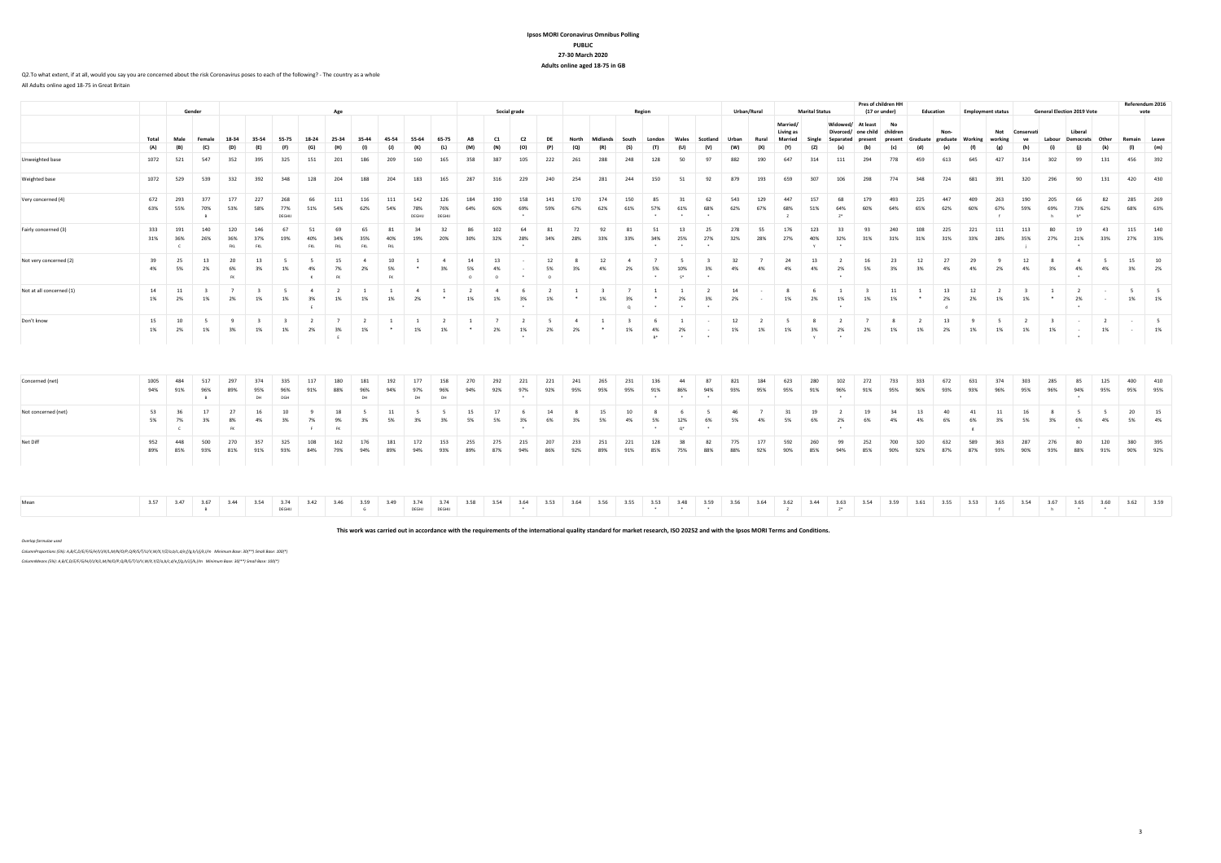# Ipsos MORI Coronavirus Omnibus Polling

**PUBLIC**

**27-30 March 2020**

**Adults online aged 18-75 in GB**

Q2.To what extent, if at all, would you say you are concerned about the risk Coronavirus poses to each of the following? - The country as a whole

All Adults online aged 18-75 in Great Britain

| | | Gender | | Age | | | | | | | | | Social grade | | | | Region | | | | | | Urban/Rural | | Marital Status | | | Pres of children HH (17 or under) | | Education | | Employment status | | General Election 2019 Vote | | | | Referendum 2016 vote | |
|---|---|---|---|---|---|---|---|---|---|---|---|---|---|---|---|---|---|---|---|---|---|---|---|---|---|---|---|---|---|---|---|---|---|---|---|---|---|---|---|
| | Total | Male | Female | 18-34 | 35-54 | 55-75 | 18-24 | 25-34 | 35-44 | 45-54 | 55-64 | 65-75 | AB | C1 | C2 | DE | North | Midlands | South | London | Wales | Scotland | Urban | Rural | Married/ Living as Married | Single | Widowed/ Divorced/ Separated | At least one child present | No children present | Graduate | Non-graduate | Working | Not working | Conservative | Labour | Liberal Democrats | Other | Remain | Leave |
| | (A) | (B) | (C) | (D) | (E) | (F) | (G) | (H) | (I) | (J) | (K) | (L) | (M) | (N) | (O) | (P) | (Q) | (R) | (S) | (T) | (U) | (V) | (W) | (X) | (Y) | (Z) | (a) | (b) | (c) | (d) | (e) | (f) | (g) | (h) | (i) | (j) | (k) | (l) | (m) |
| Unweighted base | 1072 | 521 | 547 | 352 | 395 | 325 | 151 | 201 | 186 | 209 | 160 | 165 | 358 | 387 | 105 | 222 | 261 | 288 | 248 | 128 | 50 | 97 | 882 | 190 | 647 | 314 | 111 | 294 | 778 | 459 | 613 | 645 | 427 | 314 | 302 | 99 | 131 | 456 | 392 |
| Weighted base | 1072 | 529 | 539 | 332 | 392 | 348 | 128 | 204 | 188 | 204 | 183 | 165 | 287 | 316 | 229 | 240 | 254 | 281 | 244 | 150 | 51 | 92 | 879 | 193 | 659 | 307 | 106 | 298 | 774 | 348 | 724 | 681 | 391 | 320 | 296 | 90 | 131 | 420 | 430 |
| Very concerned (4) | 672<br>63% | 293<br>55% | 377<br>70%<br>B | 177<br>53% | 227<br>58% | 268<br>77%<br>DEGHIJ | 66<br>51% | 111<br>54% | 116<br>62% | 111<br>54% | 142<br>78%<br>DEGHIJ | 126<br>76%<br>DEGHIJ | 184<br>64% | 190<br>60% | 158<br>69% | 141<br>59% | 170<br>67% | 174<br>62% | 150<br>61% | 85<br>57%<br>* | 31<br>61%<br>* | 62<br>68%<br>* | 543<br>62% | 129<br>67% | 447<br>68%<br>Z | 157<br>51% | 68<br>64%<br>Z* | 179<br>60% | 493<br>64% | 225<br>65% | 447<br>62% | 409<br>60% | 263<br>67%<br>f | 190<br>59% | 205<br>69%<br>h | 66<br>73%<br>h* | 82<br>62% | 285<br>68% | 269<br>63% |
| Fairly concerned (3) | 333<br>31% | 191<br>36%<br>C | 140<br>26% | 120<br>36%<br>FKL | 146<br>37%<br>FKL | 67<br>19% | 51<br>40%<br>FKL | 69<br>34%<br>FKL | 65<br>35%<br>FKL | 81<br>40%<br>FKL | 34<br>19% | 32<br>20% | 86<br>30% | 102<br>32% | 64<br>28%<br>* | 81<br>34% | 72<br>28% | 92<br>33% | 81<br>33% | 51<br>34%<br>* | 13<br>25%<br>* | 25<br>27%<br>* | 278<br>32% | 55<br>28% | 176<br>27% | 123<br>40%<br>Y | 33<br>32%<br>* | 93<br>31% | 240<br>31% | 108<br>31% | 225<br>31% | 221<br>33% | 111<br>28% | 113<br>35%<br>i | 80<br>27% | 19<br>21%<br>* | 43<br>33% | 115<br>27% | 140<br>33% |
| Not very concerned (2) | 39<br>4% | 25<br>5% | 13<br>2% | 20<br>6%<br>FK | 13<br>3% | 5<br>1% | 5<br>4%<br>K | 15<br>7%<br>FK | 4<br>2% | 10<br>5%<br>FK | 1<br>* | 4<br>3% | 14<br>5%<br>O | 13<br>4%<br>O | -<br>-<br>* | 12<br>5%<br>O | 8<br>3% | 12<br>4% | 4<br>2% | 7<br>5%<br>* | 5<br>10%<br>S* | 3<br>3%<br>* | 32<br>4% | 7<br>4% | 24<br>4% | 13<br>4% | 2<br>2%<br>* | 16<br>5% | 23<br>3% | 12<br>3% | 27<br>4% | 29<br>4% | 9<br>2% | 12<br>4% | 8<br>3% | 4<br>4%<br>* | 5<br>4% | 15<br>3% | 10<br>2% |
| Not at all concerned (1) | 14<br>1% | 11<br>2% | 3<br>1% | 7<br>2% | 3<br>1% | 5<br>1% | 4<br>3% | 2<br>1% | 1<br>1% | 1<br>1% | 4<br>2% | 1<br>* | 2<br>1% | 4<br>1% | 6<br>3%<br>* | 2<br>1% | 1<br>* | 3<br>1% | 7<br>3%<br>Q | 1<br>*<br>* | 1<br>2%<br>* | 2<br>3%<br>* | 14<br>2% | -<br>- | 8<br>1% | 6<br>2% | 1<br>1%<br>* | 3<br>1% | 11<br>1% | 1<br>* | 13<br>2%<br>d | 12<br>2% | 2<br>1% | 3<br>1% | 1<br>* | 2<br>2%<br>* | -<br>- | 5<br>1% | 5<br>1% |
| Don't know | 15<br>1% | 10<br>2% | 5<br>1% | 9<br>3% | 3<br>1% | 3<br>1% | 2<br>2% | 7<br>3%<br>E | 2<br>1% | 1<br>* | 1<br>1% | 2<br>1% | 1<br>* | 7<br>2% | 2<br>1%<br>* | 5<br>2% | 4<br>2% | 1<br>* | 3<br>1% | 6<br>4%<br>R* | 1<br>2%<br>* | -<br>-<br>* | 12<br>1% | 2<br>1% | 5<br>1% | 8<br>3%<br>Y | 2<br>2%<br>* | 7<br>2% | 8<br>1% | 2<br>1% | 13<br>2% | 9<br>1% | 5<br>1% | 2<br>1% | 3<br>1% | -<br>-<br>* | 2<br>1% | -<br>- | 5<br>1% |
| Concerned (net) | 1005<br>94% | 484<br>91% | 517<br>96%<br>B | 297<br>89% | 374<br>95%<br>DH | 335<br>96%<br>DGH | 117<br>91% | 180<br>88% | 181<br>96%<br>DH | 192<br>94% | 177<br>97%<br>DH | 158<br>96%<br>DH | 270<br>94% | 292<br>92% | 221<br>97%<br>* | 221<br>92% | 241<br>95% | 265<br>95% | 231<br>95% | 136<br>91%<br>* | 44<br>86%<br>* | 87<br>94%<br>* | 821<br>93% | 184<br>95% | 623<br>95% | 280<br>91% | 102<br>96%<br>* | 272<br>91% | 733<br>95% | 333<br>96% | 672<br>93% | 631<br>93% | 374<br>96% | 303<br>95% | 285<br>96% | 85<br>94%<br>* | 125<br>95% | 400<br>95% | 410<br>95% |
| Not concerned (net) | 53<br>5% | 36<br>7%<br>C | 17<br>3% | 27<br>8%<br>FK | 16<br>4% | 10<br>3% | 9<br>7%<br>F | 18<br>9%<br>FK | 5<br>3% | 11<br>5% | 5<br>3% | 5<br>3% | 15<br>5% | 17<br>5% | 6<br>3%<br>* | 14<br>6% | 8<br>3% | 15<br>5% | 10<br>4% | 8<br>5%<br>* | 6<br>12%<br>Q* | 5<br>6%<br>* | 46<br>5% | 7<br>4% | 31<br>5% | 19<br>6% | 2<br>2%<br>* | 19<br>6% | 34<br>4% | 13<br>4% | 40<br>6% | 41<br>6%<br>g | 11<br>3% | 16<br>5% | 8<br>3% | 5<br>6%<br>* | 5<br>4% | 20<br>5% | 15<br>4% |
| Net Diff | 952<br>89% | 448<br>85% | 500<br>93% | 270<br>81% | 357<br>91% | 325<br>93% | 108<br>84% | 162<br>79% | 176<br>94% | 181<br>89% | 172<br>94% | 153<br>93% | 255<br>89% | 275<br>87% | 215<br>94% | 207<br>86% | 233<br>92% | 251<br>89% | 221<br>91% | 128<br>85% | 38<br>75% | 82<br>88% | 775<br>88% | 177<br>92% | 592<br>90% | 260<br>85% | 99<br>94% | 252<br>85% | 700<br>90% | 320<br>92% | 632<br>87% | 589<br>87% | 363<br>93% | 287<br>90% | 276<br>93% | 80<br>88% | 120<br>91% | 380<br>90% | 395<br>92% |
| Mean | 3.57 | 3.47 | 3.67<br>B | 3.44 | 3.54 | 3.74<br>DEGHIJ | 3.42 | 3.46 | 3.59<br>G | 3.49 | 3.74<br>DEGHIJ | 3.74<br>DEGHIJ | 3.58 | 3.54 | 3.64<br>* | 3.53 | 3.64 | 3.56 | 3.55 | 3.53<br>* | 3.48<br>* | 3.59<br>* | 3.56 | 3.64 | 3.62<br>Z | 3.44 | 3.63<br>Z* | 3.54 | 3.59 | 3.61 | 3.55 | 3.53 | 3.65<br>f | 3.54 | 3.67<br>h | 3.65<br>* | 3.60<br>* | 3.62 | 3.59 |

**This work was carried out in accordance with the requirements of the international quality standard for market research, ISO 20252 and with the Ipsos MORI Terms and Conditions.**

*Overlap formulae used*

*ColumnProportions (5%): A,B/C,D/E/F/G/H/I/J/K/L,M/N/O/P,Q/R/S/T/U/V,W/X,Y/Z/a,b/c,d/e,f/g,h/i/j/k,l/m Minimum Base: 30(**) Small Base: 100(*)*

*ColumnMeans (5%): A,B/C,D/E/F/G/H/I/J/K/L,M/N/O/P,Q/R/S/T/U/V,W/X,Y/Z/a,b/c,d/e,f/g,h/i/j/k,l/m Minimum Base: 30(**) Small Base: 100(*)*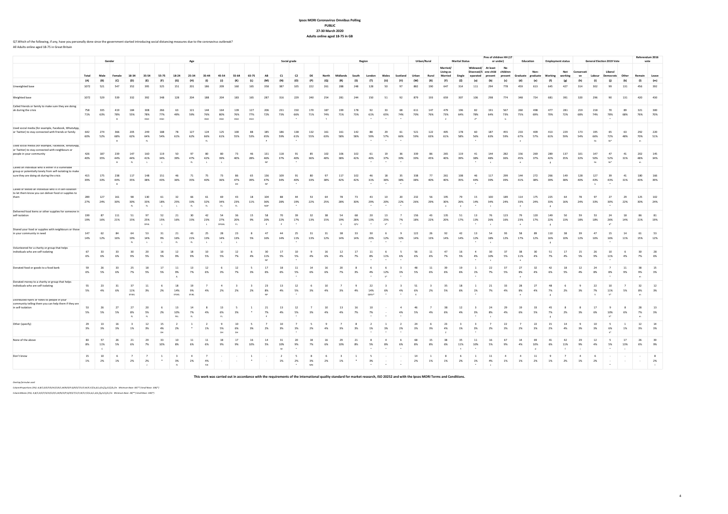# Ipsos MORI Coronavirus Omnibus Polling

**PUBLIC**

**27-30 March 2020**

**Adults online aged 18-75 in GB**

Q7.Which of the following, if any, have you personally done since the government started introducing social distancing measures due to the coronavirus outbreak?

All Adults online aged 18-75 in Great Britain

| | Total | Gender | | Age | | | | | | | | | Social grade | | | | Region | | | | | | Urban/Rural | | Marital Status | | | Pres of children HH (17 or under) | | Education | | Employment status | | General Election 2019 Vote | | | | Referendum 2016 vote | |
|---|---|---|---|---|---|---|---|---|---|---|---|---|---|---|---|---|---|---|---|---|---|---|---|---|---|---|---|---|---|---|---|---|---|---|---|---|---|---|---|
| | Total | Male | Female | 18-34 | 35-54 | 55-75 | 18-24 | 25-34 | 35-44 | 45-54 | 55-64 | 65-75 | AB | C1 | C2 | DE | North | Midlands | South | London | Wales | Scotland | Urban | Rural | Married/ Living as Married | Single | Widowed/ Divorced/S eparated | At least one child present | No children present | Graduate | Non-graduate | Working | Not working | Conservative | Labour | Liberal Democrats | Other | Remain | Leave |
| | (A) | (B) | (C) | (D) | (E) | (F) | (G) | (H) | (I) | (J) | (K) | (L) | (M) | (N) | (O) | (P) | (Q) | (R) | (S) | (T) | (U) | (V) | (W) | (X) | (Y) | (Z) | (a) | (b) | (c) | (d) | (e) | (f) | (g) | (h) | (i) | (j) | (k) | (l) | (m) |
| Unweighted base | 1072 | 521 | 547 | 352 | 395 | 325 | 151 | 201 | 186 | 209 | 160 | 165 | 358 | 387 | 105 | 222 | 261 | 288 | 248 | 128 | 50 | 97 | 882 | 190 | 647 | 314 | 111 | 294 | 778 | 459 | 613 | 645 | 427 | 314 | 302 | 99 | 131 | 456 | 392 |
| Weighted base | 1072 | 529 | 539 | 332 | 392 | 348 | 128 | 204 | 188 | 204 | 183 | 165 | 287 | 316 | 229 | 240 | 254 | 281 | 244 | 150 | 51 | 92 | 879 | 193 | 659 | 307 | 106 | 298 | 774 | 348 | 724 | 681 | 391 | 320 | 296 | 90 | 131 | 420 | 430 |
| Called friends or family to make sure they are doing ok during the crisis | 758 | 335 | 419 | 184 | 308 | 266 | 63 | 121 | 144 | 164 | 139 | 127 | 207 | 231 | 150 | 170 | 187 | 199 | 178 | 92 | 33 | 68 | 611 | 147 | 479 | 196 | 82 | 191 | 567 | 260 | 498 | 477 | 281 | 219 | 218 | 70 | 89 | 321 | 300 |
| | 71% | 63% | 78% | 55% | 78% | 77% | 49% | 59% | 76% | 80% | 76% | 77% | 72% | 73% | 66% | 71% | 74% | 71% | 73% | 61% | 65% | 74% | 70% | 76% | 73% | 64% | 78% | 64% | 73% | 75% | 69% | 70% | 72% | 68% | 74% | 78% | 68% | 76% | 70% |
| | | | B | | DGH | DGH | | | DGH | DGH | DGH | DGH | | | * | | T | | | * | * | | | | Z | | Z* | | b | | | | | | | * | | | |
| Used social media (for example, Facebook, WhatsApp, or Twitter) to stay connected with friends or family | 642 | 274 | 366 | 205 | 249 | 188 | 78 | 127 | 124 | 125 | 100 | 88 | 185 | 186 | 138 | 132 | 161 | 161 | 142 | 88 | 29 | 61 | 521 | 122 | 405 | 178 | 60 | 187 | 455 | 233 | 409 | 413 | 229 | 173 | 195 | 65 | 63 | 292 | 220 |
| | 60% | 52% | 68% | 62% | 64% | 54% | 61% | 62% | 66% | 61% | 55% | 53% | 65% | 59% | 61% | 55% | 63% | 58% | 58% | 59% | 57% | 66% | 59% | 63% | 61% | 58% | 56% | 63% | 59% | 67% | 57% | 61% | 59% | 54% | 66% | 72% | 48% | 70% | 51% |
| | | | B | | FL | | | | FL | | | | P | | * | | | | | * | * | * | | | | | * | | | e | | | | | hk | hk* | | m | |
| Used social media (for example, Facebook, WhatsApp, or Twitter) to stay connected with neighbours or people in your community | 426 | 187 | 239 | 147 | 160 | 119 | 50 | 97 | 80 | 80 | 73 | 46 | 131 | 118 | 91 | 85 | 102 | 106 | 102 | 61 | 19 | 36 | 339 | 86 | 265 | 119 | 41 | 144 | 282 | 156 | 269 | 289 | 137 | 101 | 147 | 47 | 41 | 202 | 145 |
| | 40% | 35% | 44% | 44% | 41% | 34% | 39% | 47% | 42% | 39% | 40% | 28% | 46% | 37% | 40% | 36% | 40% | 38% | 42% | 40% | 37% | 39% | 39% | 45% | 40% | 39% | 38% | 48% | 36% | 45% | 37% | 42% | 35% | 32% | 50% | 52% | 31% | 48% | 34% |
| | | | B | FL | L | | | FL | L | L | | | NP | | * | | | | | * | * | * | | | | | * | c | | e | | g | | | hk | hk* | | m | |
| Called an individual who is either in a vulnerable group or potentially lonely from self-isolating to make sure they are doing ok during the crisis | 415 | 175 | 238 | 117 | 148 | 151 | 46 | 71 | 75 | 73 | 86 | 65 | 136 | 109 | 91 | 80 | 97 | 117 | 102 | 46 | 18 | 35 | 338 | 77 | 261 | 108 | 46 | 117 | 299 | 144 | 272 | 266 | 149 | 128 | 127 | 39 | 41 | 180 | 166 |
| | 39% | 33% | 44% | 35% | 38% | 43% | 36% | 35% | 40% | 36% | 47% | 39% | 47% | 34% | 40% | 33% | 38% | 42% | 42% | 31% | 36% | 38% | 38% | 40% | 40% | 35% | 44% | 39% | 39% | 41% | 38% | 39% | 38% | 40% | 43% | 43% | 31% | 43% | 39% |
| | | | B | | | | | | | | DH | | NP | | * | | | | | * | * | * | | | | | * | | | | | | | | k | * | | | |
| Called or texted an individual who is in self-isolation to let them know you can deliver food or supplies to them | 289 | 127 | 161 | 98 | 130 | 61 | 32 | 66 | 61 | 69 | 43 | 18 | 104 | 88 | 44 | 53 | 64 | 78 | 73 | 43 | 10 | 20 | 232 | 56 | 195 | 79 | 15 | 100 | 189 | 114 | 175 | 225 | 64 | 78 | 97 | 27 | 29 | 125 | 102 |
| | 27% | 24% | 30% | 30% | 33% | 18% | 25% | 33% | 32% | 34% | 23% | 11% | 36% | 28% | 19% | 22% | 25% | 28% | 30% | 29% | 20% | 22% | 26% | 29% | 30% | 26% | 14% | 34% | 24% | 33% | 24% | 33% | 16% | 24% | 33% | 30% | 22% | 30% | 24% |
| | | | | FL | FL | L | FL | FL | FL | FL | L | | NOP | | * | | | | | * | * | * | | | a | a | * | c | | e | | g | | | | * | | | |
| Delivered food items or other supplies for someone in self-isolation | 199 | 87 | 111 | 51 | 97 | 52 | 21 | 30 | 42 | 54 | 36 | 15 | 58 | 70 | 39 | 32 | 38 | 54 | 68 | 20 | 13 | 7 | 156 | 43 | 135 | 51 | 13 | 76 | 123 | 79 | 120 | 149 | 50 | 59 | 53 | 24 | 18 | 86 | 81 |
| | 19% | 16% | 21% | 15% | 25% | 15% | 16% | 15% | 23% | 27% | 20% | 9% | 20% | 22% | 17% | 13% | 15% | 19% | 28% | 13% | 25% | 7% | 18% | 22% | 20% | 17% | 13% | 26% | 16% | 23% | 17% | 22% | 13% | 18% | 18% | 26% | 14% | 21% | 19% |
| | | | | | DFHL | L | | | L | DFGHL | FL | | P | P | * | | | V | QTV | * | V* | * | | | | | * | c | | e | | g | | | | k* | | | |
| Shared your food or supplies with neighbours or those in your community in need | 147 | 62 | 84 | 64 | 53 | 31 | 21 | 43 | 25 | 28 | 23 | 8 | 47 | 44 | 25 | 31 | 31 | 38 | 33 | 30 | 6 | 9 | 122 | 26 | 92 | 42 | 13 | 54 | 93 | 58 | 89 | 110 | 38 | 39 | 47 | 15 | 14 | 62 | 50 |
| | 14% | 12% | 16% | 19% | 14% | 9% | 16% | 21% | 13% | 14% | 13% | 5% | 16% | 14% | 11% | 13% | 12% | 14% | 14% | 20% | 12% | 10% | 14% | 13% | 14% | 14% | 12% | 18% | 12% | 17% | 12% | 16% | 10% | 12% | 16% | 16% | 11% | 15% | 12% |
| | | | | FL | L | L | FL | FL | L | L | | | | | * | | | | | * | * | * | | | | | * | c | | e | | g | | | | * | | | |
| Volunteered for a charity or group that helps individuals who are self-isolating | 67 | 33 | 33 | 30 | 20 | 18 | 12 | 18 | 10 | 10 | 12 | 6 | 30 | 17 | 10 | 9 | 16 | 12 | 17 | 11 | 6 | 5 | 56 | 11 | 47 | 16 | 4 | 30 | 37 | 38 | 30 | 51 | 17 | 15 | 26 | 10 | 6 | 30 | 28 |
| | 6% | 6% | 6% | 9% | 5% | 5% | 9% | 9% | 5% | 5% | 7% | 4% | 11% | 5% | 5% | 4% | 6% | 4% | 7% | 8% | 11% | 6% | 6% | 6% | 7% | 5% | 4% | 10% | 5% | 11% | 4% | 7% | 4% | 5% | 9% | 11% | 4% | 7% | 6% |
| | | | | | | | | | | | | | NP | | * | | | | | * | * | * | | | | | * | c | | e | | g | | | | * | | | |
| Donated food or goods to a food bank | 59 | 26 | 33 | 25 | 18 | 17 | 11 | 13 | 12 | 6 | 12 | 5 | 17 | 18 | 11 | 14 | 16 | 20 | 8 | 6 | 6 | 3 | 48 | 11 | 39 | 19 | 1 | 22 | 37 | 27 | 32 | 42 | 18 | 12 | 24 | 7 | 11 | 38 | 15 |
| | 6% | 5% | 6% | 7% | 5% | 5% | 9% | 7% | 6% | 3% | 7% | 3% | 6% | 6% | 5% | 6% | 6% | 7% | 3% | 4% | 12% | 3% | 5% | 6% | 6% | 6% | 1% | 7% | 5% | 8% | 4% | 6% | 5% | 4% | 8% | 8% | 9% | 9% | 3% |
| | | | | | | | JL | | | | | | | | * | | | | | * | S* | * | | | | | * | | | e | | | | | | * | | m | |
| Donated money to a charity or group that helps individuals who are self-isolating | 55 | 23 | 31 | 37 | 11 | 6 | 18 | 19 | 7 | 4 | 3 | 3 | 23 | 13 | 12 | 6 | 10 | 7 | 9 | 22 | 3 | 3 | 51 | 3 | 35 | 18 | 1 | 21 | 33 | 28 | 27 | 48 | 6 | 9 | 22 | 10 | 7 | 32 | 12 |
| | 5% | 4% | 6% | 11% | 3% | 2% | 14% | 9% | 4% | 2% | 2% | 2% | 8% | 4% | 5% | 3% | 4% | 3% | 4% | 14% | 6% | 4% | 6% | 2% | 5% | 6% | 1% | 7% | 4% | 8% | 4% | 7% | 2% | 3% | 7% | 11% | 5% | 8% | 3% |
| | | | | EFJKL | | | EFIJKL | EFJKL | | | | | NP | | * | | | | | QRSV* | * | * | X | | | | * | | | e | | g | | | h | h* | | m | |
| Distributed flyers or notes to people in your community telling them you can help them if they are in self-isolation | 53 | 26 | 27 | 27 | 20 | 6 | 13 | 14 | 8 | 13 | 5 | 1 | 21 | 13 | 12 | 7 | 10 | 13 | 16 | 10 | - | 4 | 46 | 7 | 38 | 12 | 3 | 24 | 29 | 19 | 33 | 45 | 8 | 8 | 17 | 9 | 8 | 28 | 13 |
| | 5% | 5% | 5% | 8% | 5% | 2% | 10% | 7% | 4% | 6% | 3% | * | 7% | 4% | 5% | 3% | 4% | 5% | 7% | 7% | - | 4% | 5% | 4% | 6% | 4% | 3% | 8% | 4% | 6% | 5% | 7% | 2% | 3% | 6% | 10% | 6% | 7% | 3% |
| | | | | FL | FL | | FKL | FL | | FL | | | P | | * | | | | | * | * | * | | | | | * | c | | | | g | | | | h* | | m | |
| Other (specify) | 29 | 13 | 16 | 3 | 12 | 15 | 2 | 1 | 2 | 9 | 10 | 5 | 7 | 10 | 7 | 5 | 9 | 7 | 8 | 2 | 1 | 2 | 24 | 6 | 23 | 3 | 3 | 7 | 22 | 7 | 22 | 15 | 14 | 9 | 10 | 5 | 1 | 12 | 14 |
| | 3% | 3% | 3% | 1% | 3% | 4% | 2% | * | 1% | 5% | 6% | 3% | 2% | 3% | 3% | 2% | 4% | 3% | 3% | 1% | 3% | 2% | 3% | 3% | 4% | 1% | 3% | 2% | 3% | 2% | 3% | 2% | 4% | 3% | 3% | 6% | 1% | 3% | 3% |
| | | | | | | DH | | | | DH | DH | | | | * | | | | | * | * | * | | | Z | | * | | | | | | | | | k* | | | |
| None of the above | 83 | 57 | 26 | 21 | 29 | 33 | 10 | 11 | 11 | 18 | 17 | 16 | 14 | 31 | 20 | 18 | 16 | 29 | 21 | 8 | 4 | 6 | 68 | 15 | 38 | 35 | 11 | 16 | 67 | 14 | 69 | 41 | 42 | 29 | 12 | 5 | 17 | 26 | 39 |
| | 8% | 11% | 5% | 6% | 7% | 10% | 8% | 6% | 6% | 9% | 9% | 10% | 5% | 10% | 9% | 7% | 6% | 10% | 8% | 5% | 8% | 6% | 8% | 8% | 6% | 11% | 10% | 5% | 9% | 4% | 10% | 6% | 11% | 9% | 4% | 5% | 13% | 6% | 9% |
| | | C | | | | | | | | | | | | M | * | | | | | * | * | * | | | | Y | * | | | | d | | f | i | | * | ij | | |
| Don't know | 15 | 10 | 6 | 7 | 7 | 1 | 3 | 4 | 7 | - | - | 1 | - | 2 | 5 | 8 | 6 | 3 | 1 | 5 | - | - | 14 | 1 | 8 | 6 | 1 | 11 | 4 | 4 | 11 | 9 | 7 | 4 | 6 | - | - | - | 8 |
| | 1% | 2% | 1% | 2% | 2% | * | 3% | 2% | 4% | - | - | * | - | 1% | 2% | 3% | 2% | 1% | * | 3% | - | - | 2% | 1% | 1% | 2% | 1% | 4% | 1% | 1% | 2% | 1% | 2% | 1% | 2% | - | - | - | 2% |
| | | | | | F | | FL | | FJK | | | | | | * | MN | | | | * | * | * | | | | | * | c | | | | | | | | * | | | l |

This work was carried out in accordance with the requirements of the international quality standard for market research, ISO 20252 and with the Ipsos MORI Terms and Conditions.

*Overlap formulae used*

*ColumnProportions (5%): A,B/C,D/E/F,G/H/I/J/K/L,M/N/O/P,Q/R/S/T/U/V,W/X,Y/Z/a,b/c,d/e,f/g,h/i/j/k,l/m Minimum Base: 30(**) Small Base: 100(*)*

*ColumnMeans (5%): A,B/C,D/E/F,G/H/I/J/K/L,M/N/O/P,Q/R/S/T/U/V,W/X,Y/Z/a,b/c,d/e,f/g,h/i/j/k,l/m Minimum Base: 30(**) Small Base: 100(*)*